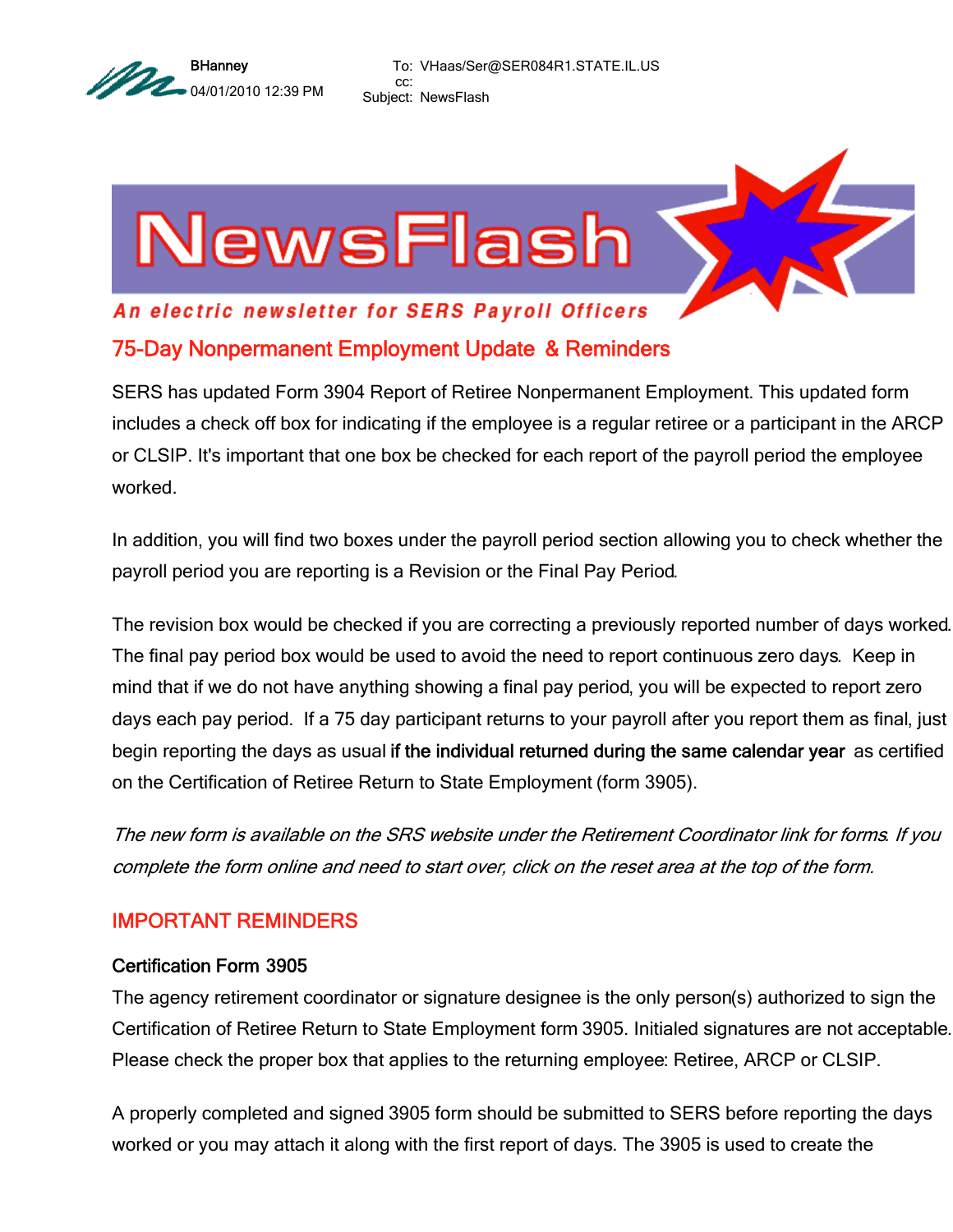BHanney
04/01/2010 12:39 PM

To: VHaas/Ser@SER084R1.STATE.IL.US
cc:
Subject: NewsFlash

# NewsFlash

*An electric newsletter for SERS Payroll Officers*

## 75-Day Nonpermanent Employment Update & Reminders

SERS has updated Form 3904 Report of Retiree Nonpermanent Employment. This updated form includes a check off box for indicating if the employee is a regular retiree or a participant in the ARCP or CLSIP. It's important that one box be checked for each report of the payroll period the employee worked.

In addition, you will find two boxes under the payroll period section allowing you to check whether the payroll period you are reporting is a Revision or the Final Pay Period.

The revision box would be checked if you are correcting a previously reported number of days worked. The final pay period box would be used to avoid the need to report continuous zero days. Keep in mind that if we do not have anything showing a final pay period, you will be expected to report zero days each pay period. If a 75 day participant returns to your payroll after you report them as final, just begin reporting the days as usual **if the individual returned during the same calendar year** as certified on the Certification of Retiree Return to State Employment (form 3905).

*The new form is available on the SRS website under the Retirement Coordinator link for forms. If you complete the form online and need to start over, click on the reset area at the top of the form.*

## IMPORTANT REMINDERS

### Certification Form 3905

The agency retirement coordinator or signature designee is the only person(s) authorized to sign the Certification of Retiree Return to State Employment form 3905. Initialed signatures are not acceptable. Please check the proper box that applies to the returning employee: Retiree, ARCP or CLSIP.

A properly completed and signed 3905 form should be submitted to SERS before reporting the days worked or you may attach it along with the first report of days. The 3905 is used to create the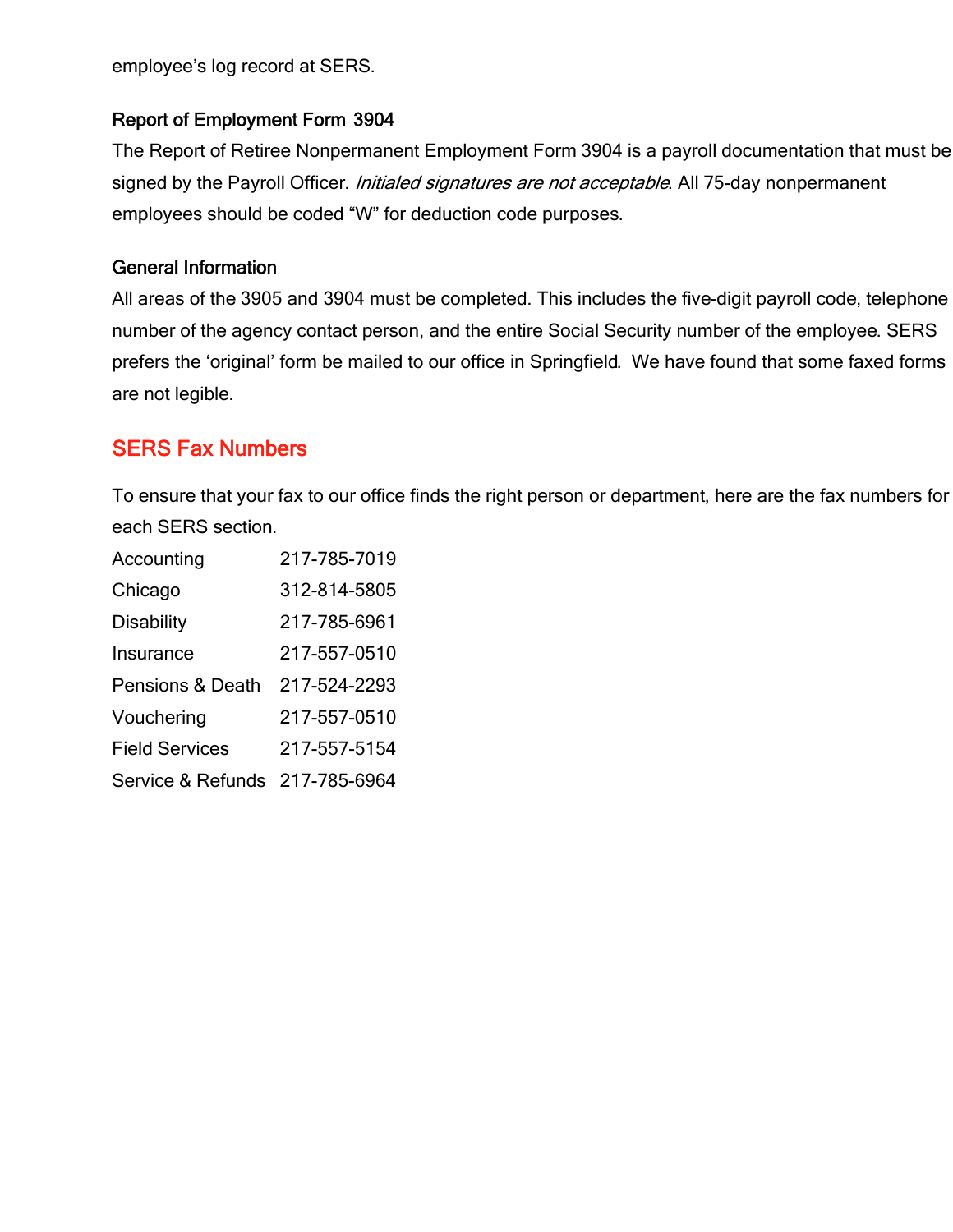employee's log record at SERS.

### Report of Employment Form 3904

The Report of Retiree Nonpermanent Employment Form 3904 is a payroll documentation that must be signed by the Payroll Officer. *Initialed signatures are not acceptable*. All 75-day nonpermanent employees should be coded "W" for deduction code purposes.

### General Information

All areas of the 3905 and 3904 must be completed. This includes the five-digit payroll code, telephone number of the agency contact person, and the entire Social Security number of the employee. SERS prefers the 'original' form be mailed to our office in Springfield. We have found that some faxed forms are not legible.

## SERS Fax Numbers

To ensure that your fax to our office finds the right person or department, here are the fax numbers for each SERS section.

| | |
|---|---|
| Accounting | 217-785-7019 |
| Chicago | 312-814-5805 |
| Disability | 217-785-6961 |
| Insurance | 217-557-0510 |
| Pensions & Death | 217-524-2293 |
| Vouchering | 217-557-0510 |
| Field Services | 217-557-5154 |
| Service & Refunds | 217-785-6964 |